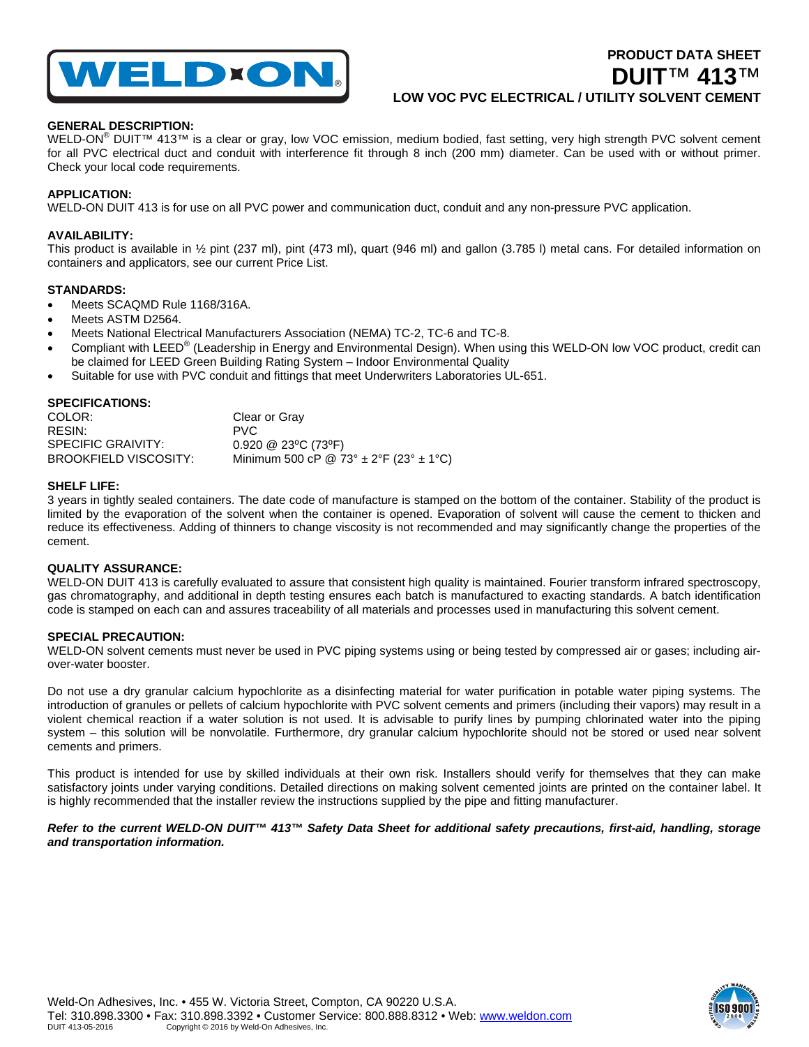# PRODUCT DATA SHEET

# DUIT™ 413™

## LOW VOC PVC ELECTRICAL / UTILITY SOLVENT CEMENT

**GENERAL DESCRIPTION:**

WELD-ON® DUIT™ 413™ is a clear or gray, low VOC emission, medium bodied, fast setting, very high strength PVC solvent cement for all PVC electrical duct and conduit with interference fit through 8 inch (200 mm) diameter. Can be used with or without primer. Check your local code requirements.

**APPLICATION:**

WELD-ON DUIT 413 is for use on all PVC power and communication duct, conduit and any non-pressure PVC application.

**AVAILABILITY:**

This product is available in ½ pint (237 ml), pint (473 ml), quart (946 ml) and gallon (3.785 l) metal cans. For detailed information on containers and applicators, see our current Price List.

**STANDARDS:**

- Meets SCAQMD Rule 1168/316A.
- Meets ASTM D2564.
- Meets National Electrical Manufacturers Association (NEMA) TC-2, TC-6 and TC-8.
- Compliant with LEED® (Leadership in Energy and Environmental Design). When using this WELD-ON low VOC product, credit can be claimed for LEED Green Building Rating System – Indoor Environmental Quality
- Suitable for use with PVC conduit and fittings that meet Underwriters Laboratories UL-651.

**SPECIFICATIONS:**

| | |
|---|---|
| COLOR: | Clear or Gray |
| RESIN: | PVC |
| SPECIFIC GRAIVITY: | 0.920 @ 23ºC (73ºF) |
| BROOKFIELD VISCOSITY: | Minimum 500 cP @ 73° ± 2°F (23° ± 1°C) |

**SHELF LIFE:**

3 years in tightly sealed containers. The date code of manufacture is stamped on the bottom of the container. Stability of the product is limited by the evaporation of the solvent when the container is opened. Evaporation of solvent will cause the cement to thicken and reduce its effectiveness. Adding of thinners to change viscosity is not recommended and may significantly change the properties of the cement.

**QUALITY ASSURANCE:**

WELD-ON DUIT 413 is carefully evaluated to assure that consistent high quality is maintained. Fourier transform infrared spectroscopy, gas chromatography, and additional in depth testing ensures each batch is manufactured to exacting standards. A batch identification code is stamped on each can and assures traceability of all materials and processes used in manufacturing this solvent cement.

**SPECIAL PRECAUTION:**

WELD-ON solvent cements must never be used in PVC piping systems using or being tested by compressed air or gases; including air-over-water booster.

Do not use a dry granular calcium hypochlorite as a disinfecting material for water purification in potable water piping systems. The introduction of granules or pellets of calcium hypochlorite with PVC solvent cements and primers (including their vapors) may result in a violent chemical reaction if a water solution is not used. It is advisable to purify lines by pumping chlorinated water into the piping system – this solution will be nonvolatile. Furthermore, dry granular calcium hypochlorite should not be stored or used near solvent cements and primers.

This product is intended for use by skilled individuals at their own risk. Installers should verify for themselves that they can make satisfactory joints under varying conditions. Detailed directions on making solvent cemented joints are printed on the container label. It is highly recommended that the installer review the instructions supplied by the pipe and fitting manufacturer.

***Refer to the current WELD-ON DUIT™ 413™ Safety Data Sheet for additional safety precautions, first-aid, handling, storage and transportation information.***

Weld-On Adhesives, Inc. • 455 W. Victoria Street, Compton, CA 90220 U.S.A.
Tel: 310.898.3300 • Fax: 310.898.3392 • Customer Service: 800.888.8312 • Web: www.weldon.com
DUIT 413-05-2016 Copyright © 2016 by Weld-On Adhesives, Inc.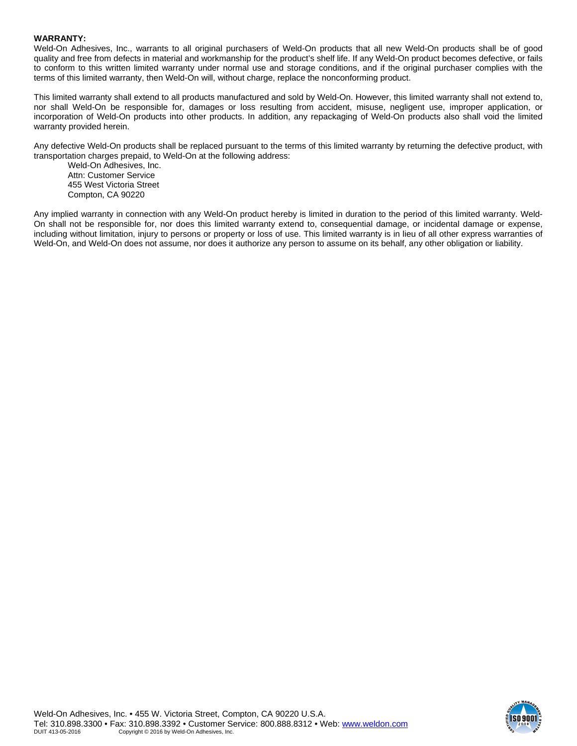**WARRANTY:**

Weld-On Adhesives, Inc., warrants to all original purchasers of Weld-On products that all new Weld-On products shall be of good quality and free from defects in material and workmanship for the product's shelf life. If any Weld-On product becomes defective, or fails to conform to this written limited warranty under normal use and storage conditions, and if the original purchaser complies with the terms of this limited warranty, then Weld-On will, without charge, replace the nonconforming product.

This limited warranty shall extend to all products manufactured and sold by Weld-On. However, this limited warranty shall not extend to, nor shall Weld-On be responsible for, damages or loss resulting from accident, misuse, negligent use, improper application, or incorporation of Weld-On products into other products. In addition, any repackaging of Weld-On products also shall void the limited warranty provided herein.

Any defective Weld-On products shall be replaced pursuant to the terms of this limited warranty by returning the defective product, with transportation charges prepaid, to Weld-On at the following address:

Weld-On Adhesives, Inc.
Attn: Customer Service
455 West Victoria Street
Compton, CA 90220

Any implied warranty in connection with any Weld-On product hereby is limited in duration to the period of this limited warranty. Weld-On shall not be responsible for, nor does this limited warranty extend to, consequential damage, or incidental damage or expense, including without limitation, injury to persons or property or loss of use. This limited warranty is in lieu of all other express warranties of Weld-On, and Weld-On does not assume, nor does it authorize any person to assume on its behalf, any other obligation or liability.

Weld-On Adhesives, Inc. • 455 W. Victoria Street, Compton, CA 90220 U.S.A.
Tel: 310.898.3300 • Fax: 310.898.3392 • Customer Service: 800.888.8312 • Web: www.weldon.com
DUIT 413-05-2016 Copyright © 2016 by Weld-On Adhesives, Inc.